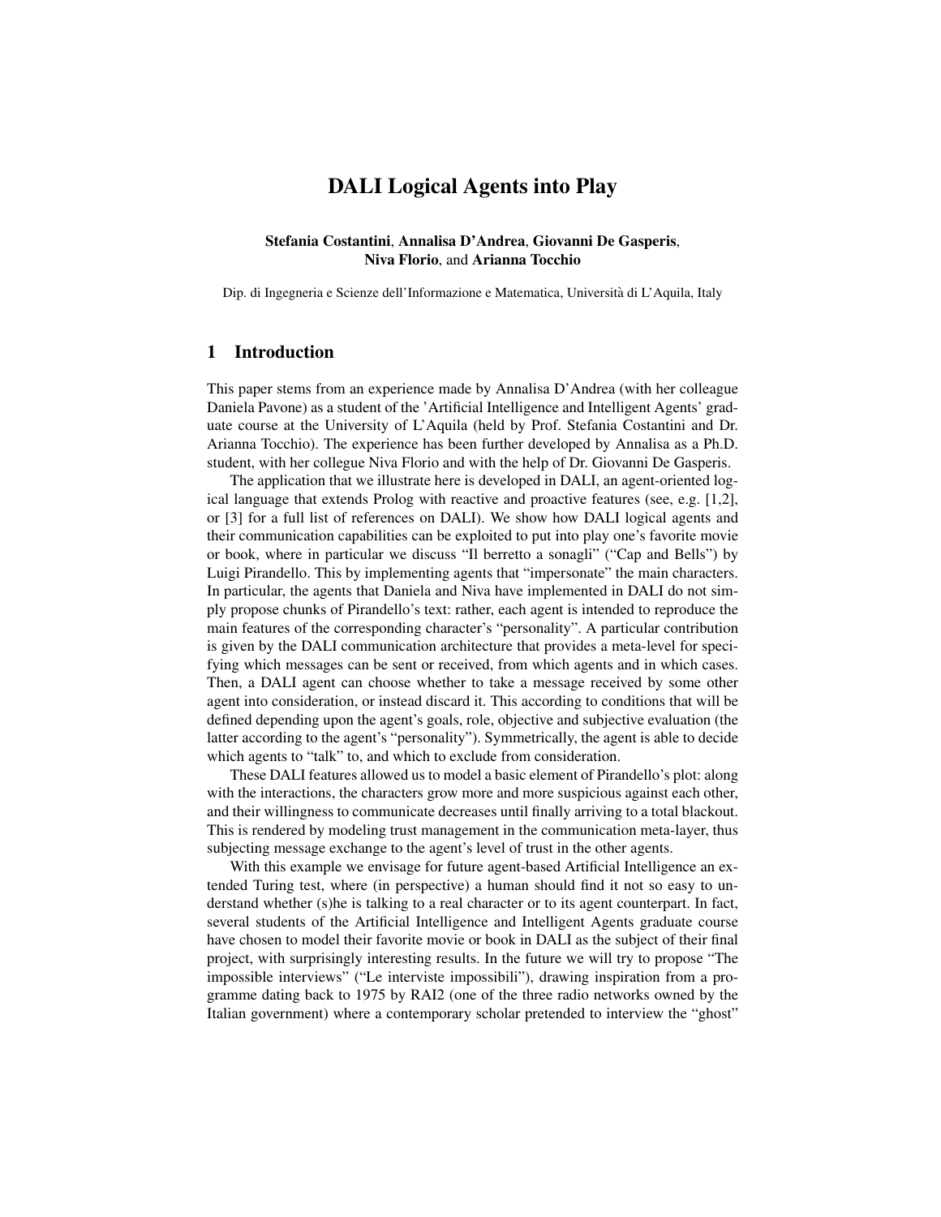# DALI Logical Agents into Play

**Stefania Costantini**, **Annalisa D'Andrea**, **Giovanni De Gasperis**, **Niva Florio**, and **Arianna Tocchio**

Dip. di Ingegneria e Scienze dell'Informazione e Matematica, Università di L'Aquila, Italy

## 1 Introduction

This paper stems from an experience made by Annalisa D'Andrea (with her colleague Daniela Pavone) as a student of the 'Artificial Intelligence and Intelligent Agents' graduate course at the University of L'Aquila (held by Prof. Stefania Costantini and Dr. Arianna Tocchio). The experience has been further developed by Annalisa as a Ph.D. student, with her collegue Niva Florio and with the help of Dr. Giovanni De Gasperis.

The application that we illustrate here is developed in DALI, an agent-oriented logical language that extends Prolog with reactive and proactive features (see, e.g. [1,2], or [3] for a full list of references on DALI). We show how DALI logical agents and their communication capabilities can be exploited to put into play one's favorite movie or book, where in particular we discuss "Il berretto a sonagli" ("Cap and Bells") by Luigi Pirandello. This by implementing agents that "impersonate" the main characters. In particular, the agents that Daniela and Niva have implemented in DALI do not simply propose chunks of Pirandello's text: rather, each agent is intended to reproduce the main features of the corresponding character's "personality". A particular contribution is given by the DALI communication architecture that provides a meta-level for specifying which messages can be sent or received, from which agents and in which cases. Then, a DALI agent can choose whether to take a message received by some other agent into consideration, or instead discard it. This according to conditions that will be defined depending upon the agent's goals, role, objective and subjective evaluation (the latter according to the agent's "personality"). Symmetrically, the agent is able to decide which agents to "talk" to, and which to exclude from consideration.

These DALI features allowed us to model a basic element of Pirandello's plot: along with the interactions, the characters grow more and more suspicious against each other, and their willingness to communicate decreases until finally arriving to a total blackout. This is rendered by modeling trust management in the communication meta-layer, thus subjecting message exchange to the agent's level of trust in the other agents.

With this example we envisage for future agent-based Artificial Intelligence an extended Turing test, where (in perspective) a human should find it not so easy to understand whether (s)he is talking to a real character or to its agent counterpart. In fact, several students of the Artificial Intelligence and Intelligent Agents graduate course have chosen to model their favorite movie or book in DALI as the subject of their final project, with surprisingly interesting results. In the future we will try to propose "The impossible interviews" ("Le interviste impossibili"), drawing inspiration from a programme dating back to 1975 by RAI2 (one of the three radio networks owned by the Italian government) where a contemporary scholar pretended to interview the "ghost"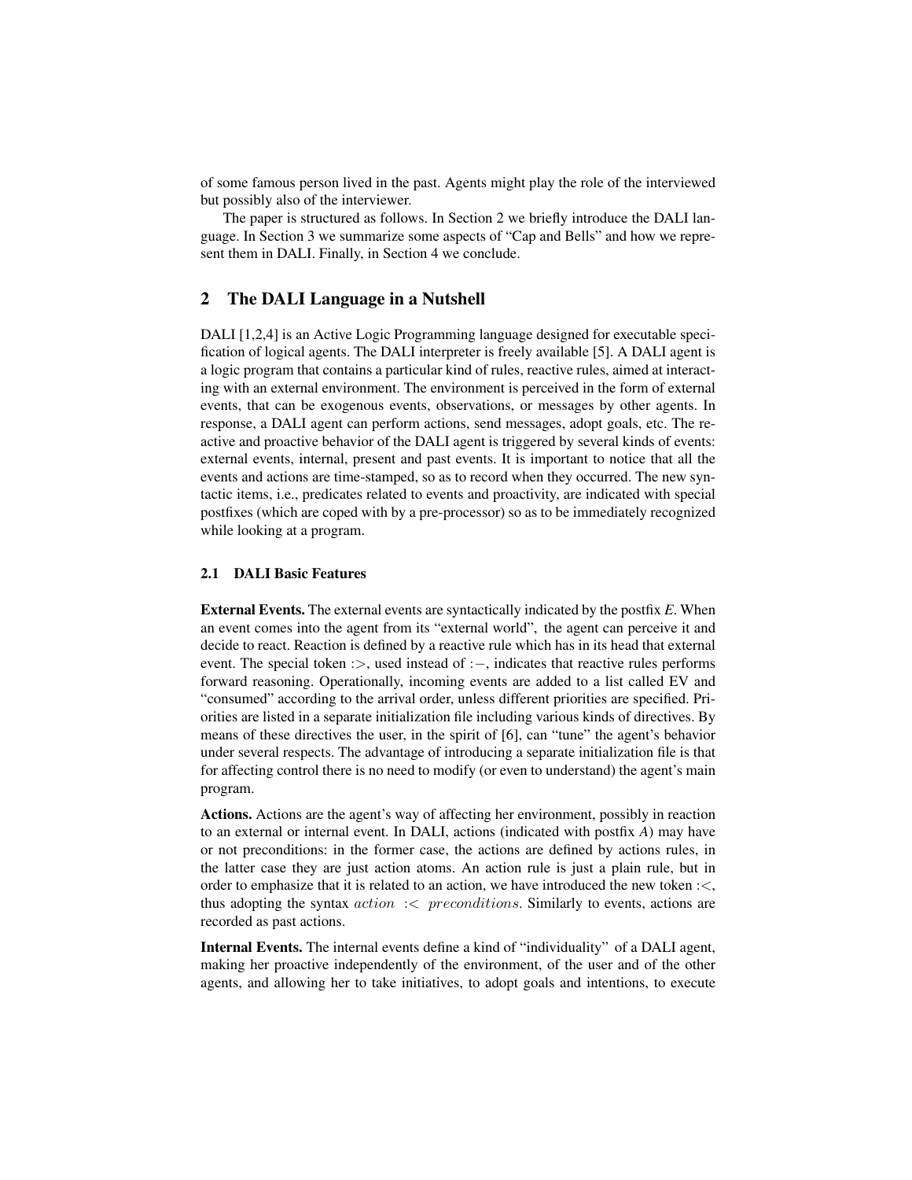of some famous person lived in the past. Agents might play the role of the interviewed but possibly also of the interviewer.

The paper is structured as follows. In Section 2 we briefly introduce the DALI language. In Section 3 we summarize some aspects of "Cap and Bells" and how we represent them in DALI. Finally, in Section 4 we conclude.

## 2 The DALI Language in a Nutshell

DALI [1,2,4] is an Active Logic Programming language designed for executable specification of logical agents. The DALI interpreter is freely available [5]. A DALI agent is a logic program that contains a particular kind of rules, reactive rules, aimed at interacting with an external environment. The environment is perceived in the form of external events, that can be exogenous events, observations, or messages by other agents. In response, a DALI agent can perform actions, send messages, adopt goals, etc. The reactive and proactive behavior of the DALI agent is triggered by several kinds of events: external events, internal, present and past events. It is important to notice that all the events and actions are time-stamped, so as to record when they occurred. The new syntactic items, i.e., predicates related to events and proactivity, are indicated with special postfixes (which are coped with by a pre-processor) so as to be immediately recognized while looking at a program.

### 2.1 DALI Basic Features

**External Events.** The external events are syntactically indicated by the postfix *E*. When an event comes into the agent from its "external world", the agent can perceive it and decide to react. Reaction is defined by a reactive rule which has in its head that external event. The special token $:>$, used instead of $:-$, indicates that reactive rules performs forward reasoning. Operationally, incoming events are added to a list called EV and "consumed" according to the arrival order, unless different priorities are specified. Priorities are listed in a separate initialization file including various kinds of directives. By means of these directives the user, in the spirit of [6], can "tune" the agent's behavior under several respects. The advantage of introducing a separate initialization file is that for affecting control there is no need to modify (or even to understand) the agent's main program.

**Actions.** Actions are the agent's way of affecting her environment, possibly in reaction to an external or internal event. In DALI, actions (indicated with postfix *A*) may have or not preconditions: in the former case, the actions are defined by actions rules, in the latter case they are just action atoms. An action rule is just a plain rule, but in order to emphasize that it is related to an action, we have introduced the new token $:<$, thus adopting the syntax $action\ :<\ preconditions$. Similarly to events, actions are recorded as past actions.

**Internal Events.** The internal events define a kind of "individuality" of a DALI agent, making her proactive independently of the environment, of the user and of the other agents, and allowing her to take initiatives, to adopt goals and intentions, to execute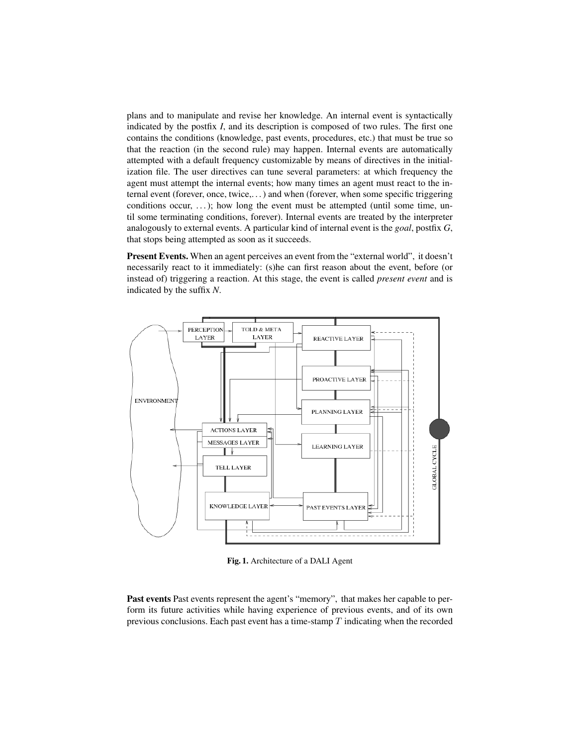plans and to manipulate and revise her knowledge. An internal event is syntactically indicated by the postfix *I*, and its description is composed of two rules. The first one contains the conditions (knowledge, past events, procedures, etc.) that must be true so that the reaction (in the second rule) may happen. Internal events are automatically attempted with a default frequency customizable by means of directives in the initialization file. The user directives can tune several parameters: at which frequency the agent must attempt the internal events; how many times an agent must react to the internal event (forever, once, twice,. . . ) and when (forever, when some specific triggering conditions occur, . . . ); how long the event must be attempted (until some time, until some terminating conditions, forever). Internal events are treated by the interpreter analogously to external events. A particular kind of internal event is the *goal*, postfix *G*, that stops being attempted as soon as it succeeds.

**Present Events.** When an agent perceives an event from the "external world", it doesn't necessarily react to it immediately: (s)he can first reason about the event, before (or instead of) triggering a reaction. At this stage, the event is called *present event* and is indicated by the suffix *N*.

**Fig. 1.** Architecture of a DALI Agent

**Past events** Past events represent the agent's "memory", that makes her capable to perform its future activities while having experience of previous events, and of its own previous conclusions. Each past event has a time-stamp $T$ indicating when the recorded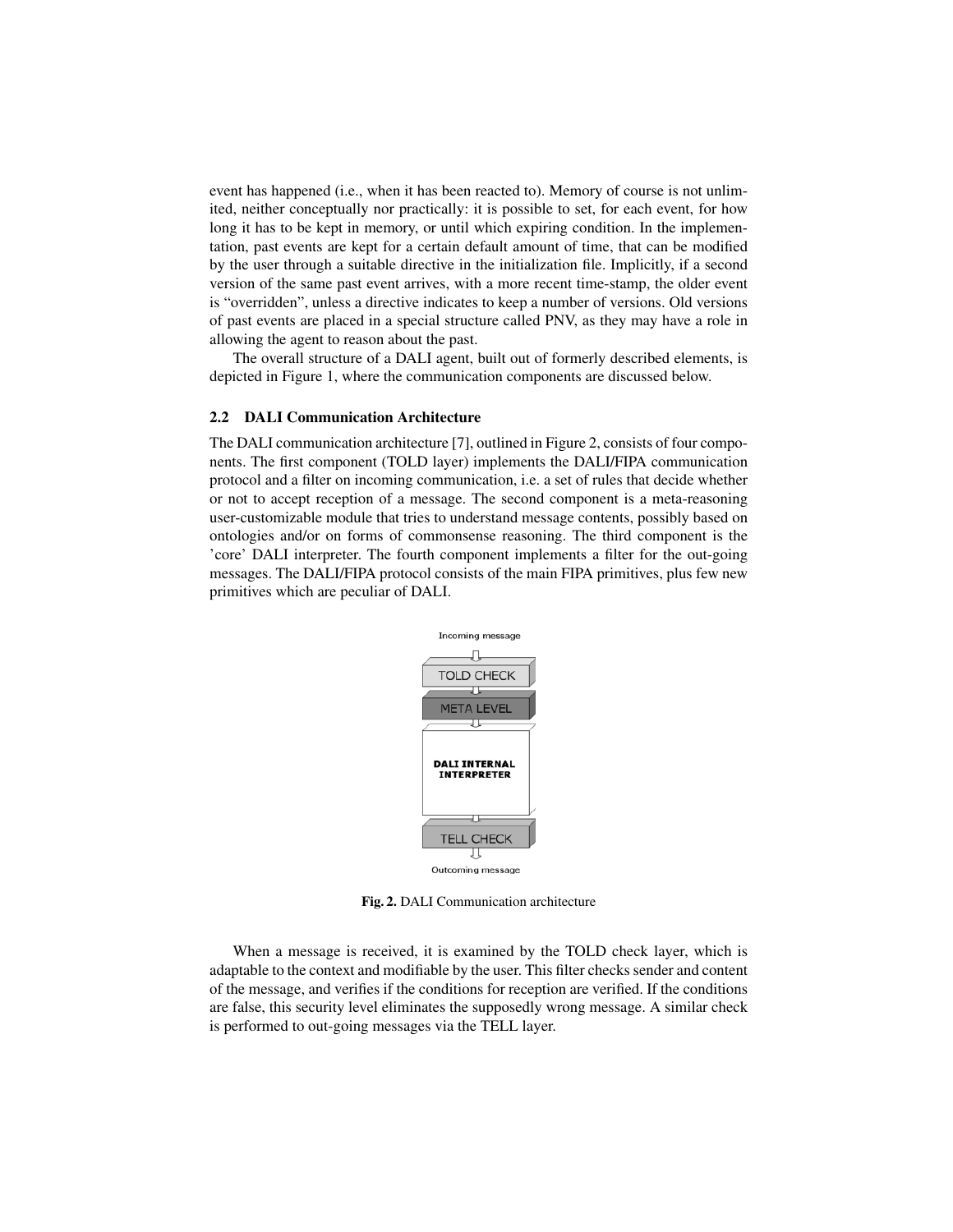event has happened (i.e., when it has been reacted to). Memory of course is not unlimited, neither conceptually nor practically: it is possible to set, for each event, for how long it has to be kept in memory, or until which expiring condition. In the implementation, past events are kept for a certain default amount of time, that can be modified by the user through a suitable directive in the initialization file. Implicitly, if a second version of the same past event arrives, with a more recent time-stamp, the older event is "overridden", unless a directive indicates to keep a number of versions. Old versions of past events are placed in a special structure called PNV, as they may have a role in allowing the agent to reason about the past.

The overall structure of a DALI agent, built out of formerly described elements, is depicted in Figure 1, where the communication components are discussed below.

### 2.2 DALI Communication Architecture

The DALI communication architecture [7], outlined in Figure 2, consists of four components. The first component (TOLD layer) implements the DALI/FIPA communication protocol and a filter on incoming communication, i.e. a set of rules that decide whether or not to accept reception of a message. The second component is a meta-reasoning user-customizable module that tries to understand message contents, possibly based on ontologies and/or on forms of commonsense reasoning. The third component is the 'core' DALI interpreter. The fourth component implements a filter for the out-going messages. The DALI/FIPA protocol consists of the main FIPA primitives, plus few new primitives which are peculiar of DALI.

Incoming message

TOLD CHECK

META LEVEL

DALI INTERNAL INTERPRETER

TELL CHECK

Outcoming message

**Fig. 2.** DALI Communication architecture

When a message is received, it is examined by the TOLD check layer, which is adaptable to the context and modifiable by the user. This filter checks sender and content of the message, and verifies if the conditions for reception are verified. If the conditions are false, this security level eliminates the supposedly wrong message. A similar check is performed to out-going messages via the TELL layer.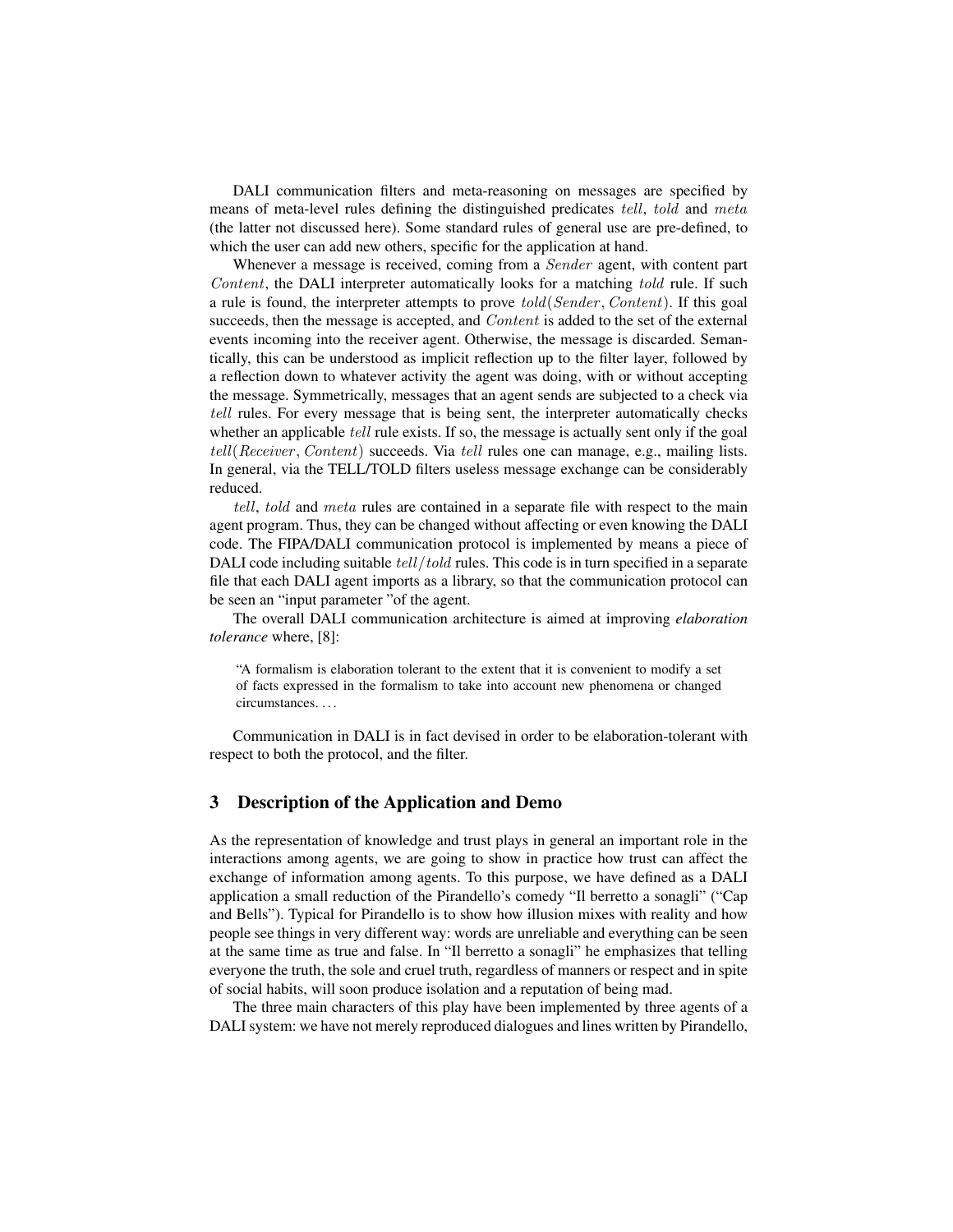DALI communication filters and meta-reasoning on messages are specified by means of meta-level rules defining the distinguished predicates $tell$, $told$ and $meta$ (the latter not discussed here). Some standard rules of general use are pre-defined, to which the user can add new others, specific for the application at hand.

Whenever a message is received, coming from a $Sender$ agent, with content part $Content$, the DALI interpreter automatically looks for a matching $told$ rule. If such a rule is found, the interpreter attempts to prove $told(Sender, Content)$. If this goal succeeds, then the message is accepted, and $Content$ is added to the set of the external events incoming into the receiver agent. Otherwise, the message is discarded. Semantically, this can be understood as implicit reflection up to the filter layer, followed by a reflection down to whatever activity the agent was doing, with or without accepting the message. Symmetrically, messages that an agent sends are subjected to a check via $tell$ rules. For every message that is being sent, the interpreter automatically checks whether an applicable $tell$ rule exists. If so, the message is actually sent only if the goal $tell(Receiver, Content)$ succeeds. Via $tell$ rules one can manage, e.g., mailing lists. In general, via the TELL/TOLD filters useless message exchange can be considerably reduced.

$tell$, $told$ and $meta$ rules are contained in a separate file with respect to the main agent program. Thus, they can be changed without affecting or even knowing the DALI code. The FIPA/DALI communication protocol is implemented by means a piece of DALI code including suitable $tell/told$ rules. This code is in turn specified in a separate file that each DALI agent imports as a library, so that the communication protocol can be seen an "input parameter "of the agent.

The overall DALI communication architecture is aimed at improving *elaboration tolerance* where, [8]:

> "A formalism is elaboration tolerant to the extent that it is convenient to modify a set of facts expressed in the formalism to take into account new phenomena or changed circumstances. ...

Communication in DALI is in fact devised in order to be elaboration-tolerant with respect to both the protocol, and the filter.

## 3 Description of the Application and Demo

As the representation of knowledge and trust plays in general an important role in the interactions among agents, we are going to show in practice how trust can affect the exchange of information among agents. To this purpose, we have defined as a DALI application a small reduction of the Pirandello's comedy "Il berretto a sonagli" ("Cap and Bells"). Typical for Pirandello is to show how illusion mixes with reality and how people see things in very different way: words are unreliable and everything can be seen at the same time as true and false. In "Il berretto a sonagli" he emphasizes that telling everyone the truth, the sole and cruel truth, regardless of manners or respect and in spite of social habits, will soon produce isolation and a reputation of being mad.

The three main characters of this play have been implemented by three agents of a DALI system: we have not merely reproduced dialogues and lines written by Pirandello,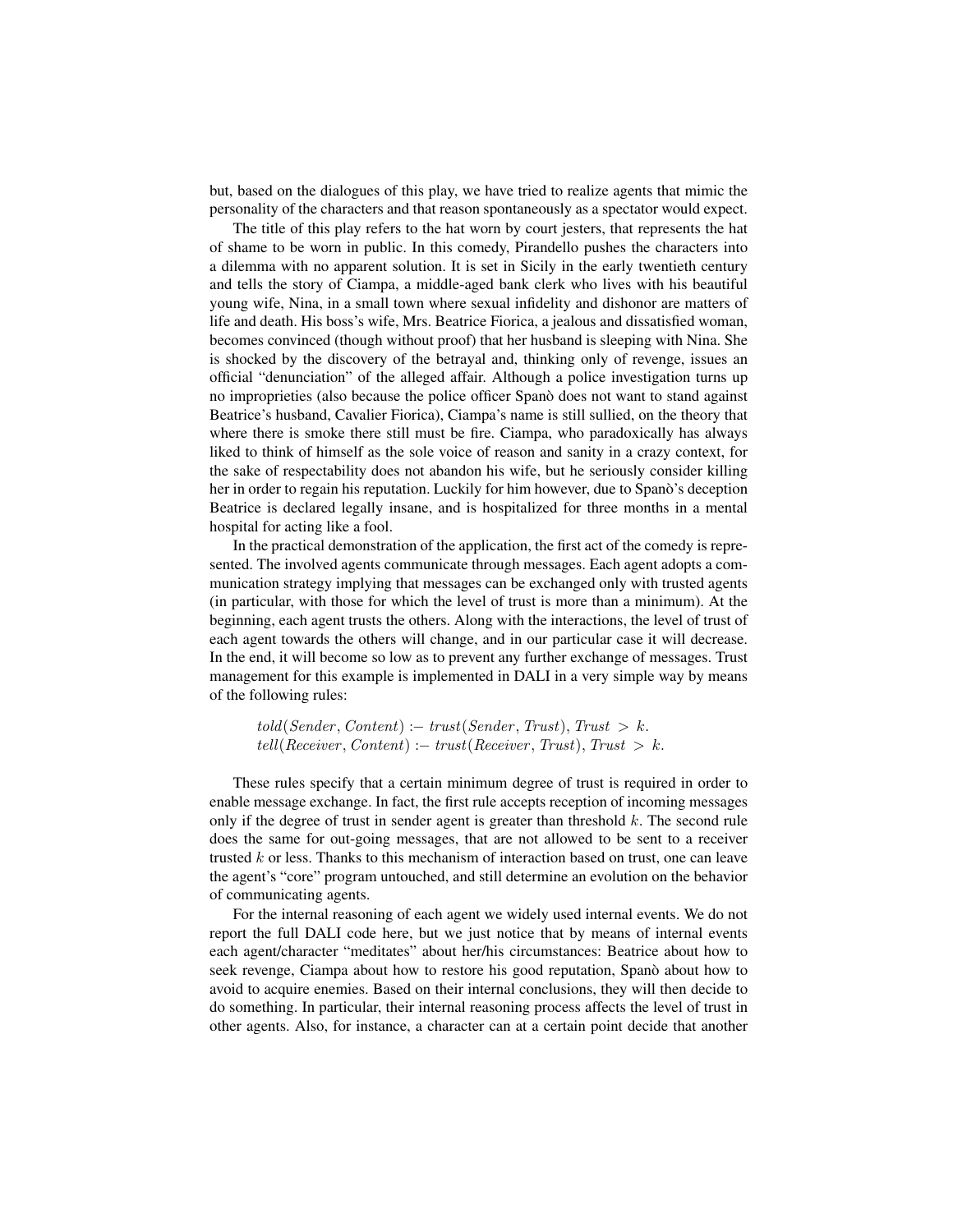but, based on the dialogues of this play, we have tried to realize agents that mimic the personality of the characters and that reason spontaneously as a spectator would expect.

The title of this play refers to the hat worn by court jesters, that represents the hat of shame to be worn in public. In this comedy, Pirandello pushes the characters into a dilemma with no apparent solution. It is set in Sicily in the early twentieth century and tells the story of Ciampa, a middle-aged bank clerk who lives with his beautiful young wife, Nina, in a small town where sexual infidelity and dishonor are matters of life and death. His boss's wife, Mrs. Beatrice Fiorica, a jealous and dissatisfied woman, becomes convinced (though without proof) that her husband is sleeping with Nina. She is shocked by the discovery of the betrayal and, thinking only of revenge, issues an official "denunciation" of the alleged affair. Although a police investigation turns up no improprieties (also because the police officer Spanò does not want to stand against Beatrice's husband, Cavalier Fiorica), Ciampa's name is still sullied, on the theory that where there is smoke there still must be fire. Ciampa, who paradoxically has always liked to think of himself as the sole voice of reason and sanity in a crazy context, for the sake of respectability does not abandon his wife, but he seriously consider killing her in order to regain his reputation. Luckily for him however, due to Spanò's deception Beatrice is declared legally insane, and is hospitalized for three months in a mental hospital for acting like a fool.

In the practical demonstration of the application, the first act of the comedy is represented. The involved agents communicate through messages. Each agent adopts a communication strategy implying that messages can be exchanged only with trusted agents (in particular, with those for which the level of trust is more than a minimum). At the beginning, each agent trusts the others. Along with the interactions, the level of trust of each agent towards the others will change, and in our particular case it will decrease. In the end, it will become so low as to prevent any further exchange of messages. Trust management for this example is implemented in DALI in a very simple way by means of the following rules:

$$told(Sender, Content) :- trust(Sender, Trust), Trust > k.$$
$$tell(Receiver, Content) :- trust(Receiver, Trust), Trust > k.$$

These rules specify that a certain minimum degree of trust is required in order to enable message exchange. In fact, the first rule accepts reception of incoming messages only if the degree of trust in sender agent is greater than threshold $k$. The second rule does the same for out-going messages, that are not allowed to be sent to a receiver trusted $k$ or less. Thanks to this mechanism of interaction based on trust, one can leave the agent's "core" program untouched, and still determine an evolution on the behavior of communicating agents.

For the internal reasoning of each agent we widely used internal events. We do not report the full DALI code here, but we just notice that by means of internal events each agent/character "meditates" about her/his circumstances: Beatrice about how to seek revenge, Ciampa about how to restore his good reputation, Spanò about how to avoid to acquire enemies. Based on their internal conclusions, they will then decide to do something. In particular, their internal reasoning process affects the level of trust in other agents. Also, for instance, a character can at a certain point decide that another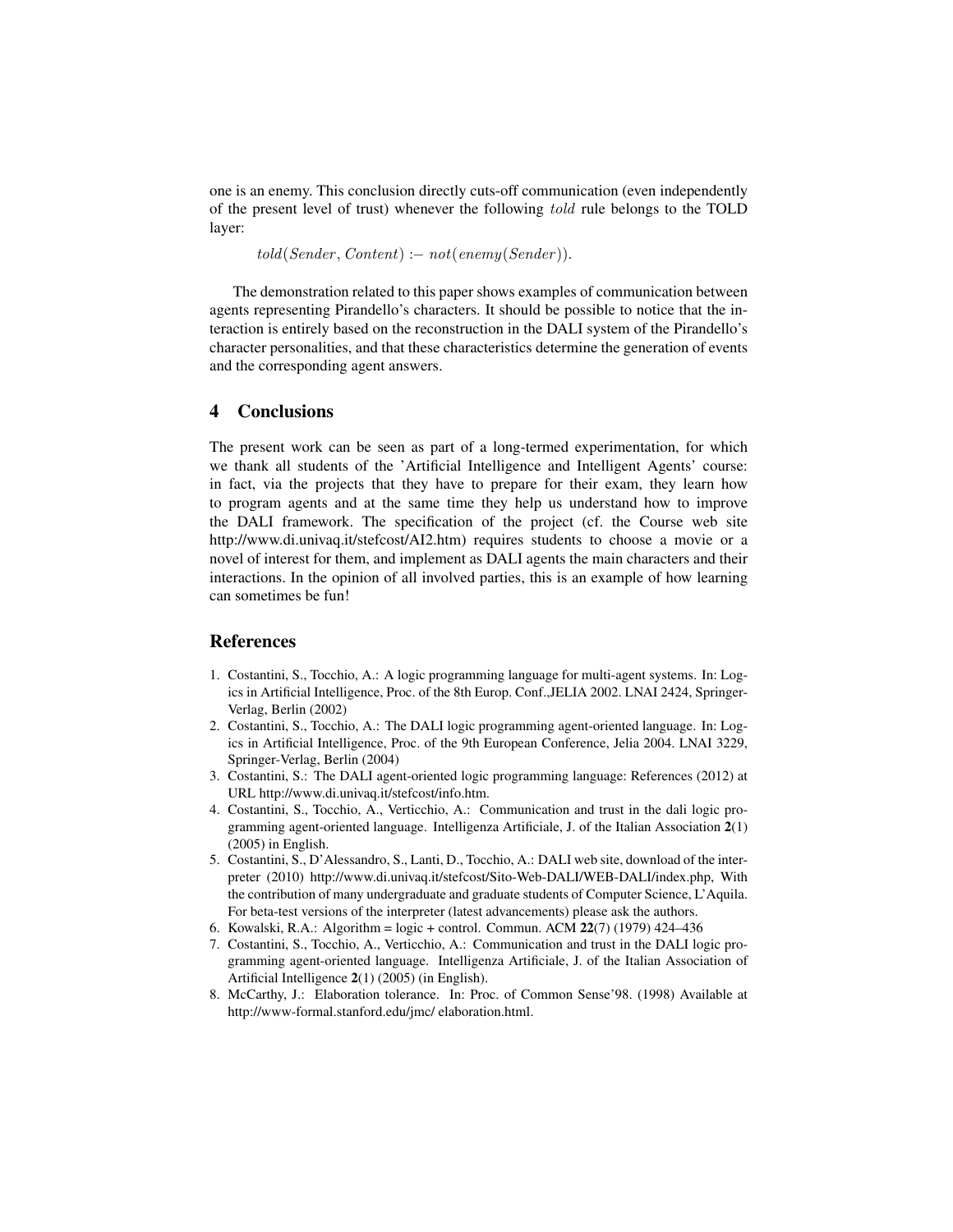one is an enemy. This conclusion directly cuts-off communication (even independently of the present level of trust) whenever the following $told$ rule belongs to the TOLD layer:

$$told(Sender, Content) :- \; not(enemy(Sender)).$$

The demonstration related to this paper shows examples of communication between agents representing Pirandello's characters. It should be possible to notice that the interaction is entirely based on the reconstruction in the DALI system of the Pirandello's character personalities, and that these characteristics determine the generation of events and the corresponding agent answers.

## 4 Conclusions

The present work can be seen as part of a long-termed experimentation, for which we thank all students of the 'Artificial Intelligence and Intelligent Agents' course: in fact, via the projects that they have to prepare for their exam, they learn how to program agents and at the same time they help us understand how to improve the DALI framework. The specification of the project (cf. the Course web site http://www.di.univaq.it/stefcost/AI2.htm) requires students to choose a movie or a novel of interest for them, and implement as DALI agents the main characters and their interactions. In the opinion of all involved parties, this is an example of how learning can sometimes be fun!

## References

1. Costantini, S., Tocchio, A.: A logic programming language for multi-agent systems. In: Logics in Artificial Intelligence, Proc. of the 8th Europ. Conf.,JELIA 2002. LNAI 2424, Springer-Verlag, Berlin (2002)
2. Costantini, S., Tocchio, A.: The DALI logic programming agent-oriented language. In: Logics in Artificial Intelligence, Proc. of the 9th European Conference, Jelia 2004. LNAI 3229, Springer-Verlag, Berlin (2004)
3. Costantini, S.: The DALI agent-oriented logic programming language: References (2012) at URL http://www.di.univaq.it/stefcost/info.htm.
4. Costantini, S., Tocchio, A., Verticchio, A.: Communication and trust in the dali logic programming agent-oriented language. Intelligenza Artificiale, J. of the Italian Association **2**(1) (2005) in English.
5. Costantini, S., D'Alessandro, S., Lanti, D., Tocchio, A.: DALI web site, download of the interpreter (2010) http://www.di.univaq.it/stefcost/Sito-Web-DALI/WEB-DALI/index.php, With the contribution of many undergraduate and graduate students of Computer Science, L'Aquila. For beta-test versions of the interpreter (latest advancements) please ask the authors.
6. Kowalski, R.A.: Algorithm = logic + control. Commun. ACM **22**(7) (1979) 424–436
7. Costantini, S., Tocchio, A., Verticchio, A.: Communication and trust in the DALI logic programming agent-oriented language. Intelligenza Artificiale, J. of the Italian Association of Artificial Intelligence **2**(1) (2005) (in English).
8. McCarthy, J.: Elaboration tolerance. In: Proc. of Common Sense'98. (1998) Available at http://www-formal.stanford.edu/jmc/ elaboration.html.